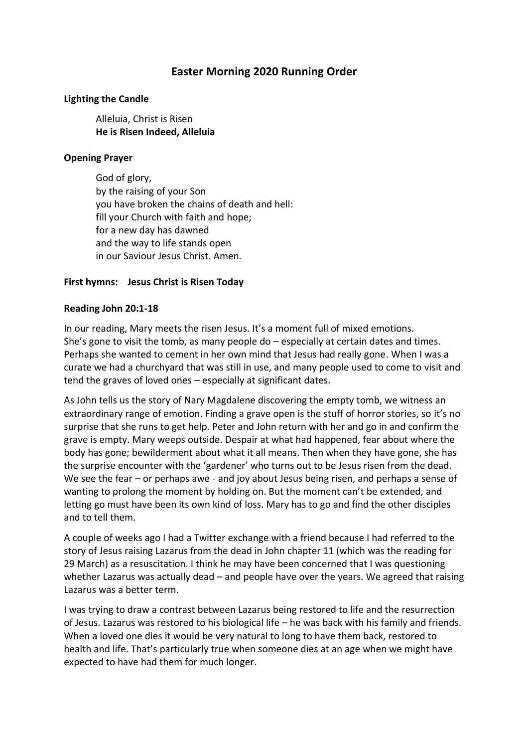# Easter Morning 2020 Running Order

**Lighting the Candle**

Alleluia, Christ is Risen
**He is Risen Indeed, Alleluia**

**Opening Prayer**

God of glory,
by the raising of your Son
you have broken the chains of death and hell:
fill your Church with faith and hope;
for a new day has dawned
and the way to life stands open
in our Saviour Jesus Christ. Amen.

**First hymns: Jesus Christ is Risen Today**

**Reading John 20:1-18**

In our reading, Mary meets the risen Jesus. It's a moment full of mixed emotions. She's gone to visit the tomb, as many people do – especially at certain dates and times. Perhaps she wanted to cement in her own mind that Jesus had really gone. When I was a curate we had a churchyard that was still in use, and many people used to come to visit and tend the graves of loved ones – especially at significant dates.

As John tells us the story of Nary Magdalene discovering the empty tomb, we witness an extraordinary range of emotion. Finding a grave open is the stuff of horror stories, so it's no surprise that she runs to get help. Peter and John return with her and go in and confirm the grave is empty. Mary weeps outside. Despair at what had happened, fear about where the body has gone; bewilderment about what it all means. Then when they have gone, she has the surprise encounter with the 'gardener' who turns out to be Jesus risen from the dead. We see the fear – or perhaps awe - and joy about Jesus being risen, and perhaps a sense of wanting to prolong the moment by holding on. But the moment can't be extended, and letting go must have been its own kind of loss. Mary has to go and find the other disciples and to tell them.

A couple of weeks ago I had a Twitter exchange with a friend because I had referred to the story of Jesus raising Lazarus from the dead in John chapter 11 (which was the reading for 29 March) as a resuscitation. I think he may have been concerned that I was questioning whether Lazarus was actually dead – and people have over the years. We agreed that raising Lazarus was a better term.

I was trying to draw a contrast between Lazarus being restored to life and the resurrection of Jesus. Lazarus was restored to his biological life – he was back with his family and friends. When a loved one dies it would be very natural to long to have them back, restored to health and life. That's particularly true when someone dies at an age when we might have expected to have had them for much longer.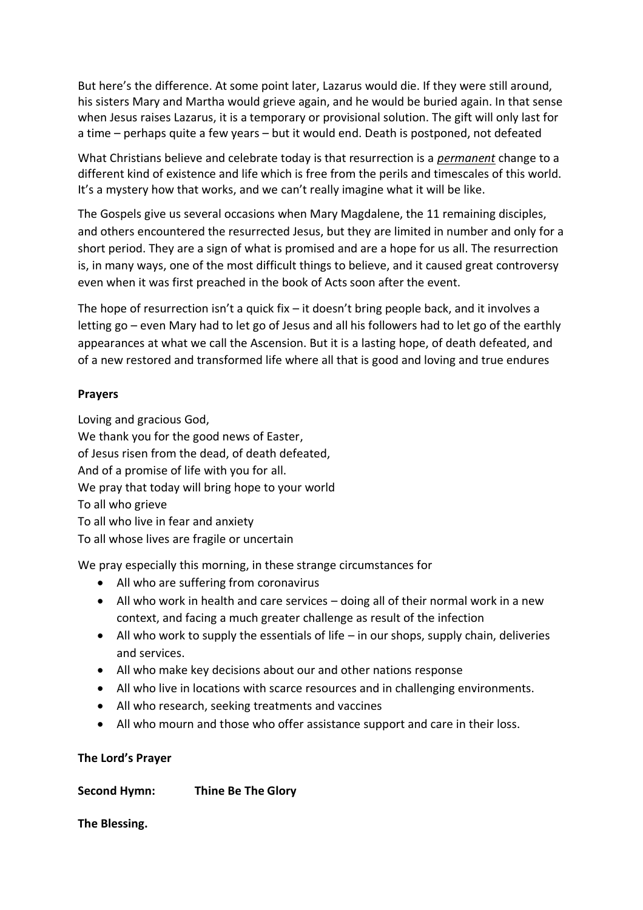But here's the difference. At some point later, Lazarus would die. If they were still around, his sisters Mary and Martha would grieve again, and he would be buried again. In that sense when Jesus raises Lazarus, it is a temporary or provisional solution. The gift will only last for a time – perhaps quite a few years – but it would end. Death is postponed, not defeated

What Christians believe and celebrate today is that resurrection is a ***permanent*** change to a different kind of existence and life which is free from the perils and timescales of this world. It's a mystery how that works, and we can't really imagine what it will be like.

The Gospels give us several occasions when Mary Magdalene, the 11 remaining disciples, and others encountered the resurrected Jesus, but they are limited in number and only for a short period. They are a sign of what is promised and are a hope for us all. The resurrection is, in many ways, one of the most difficult things to believe, and it caused great controversy even when it was first preached in the book of Acts soon after the event.

The hope of resurrection isn't a quick fix – it doesn't bring people back, and it involves a letting go – even Mary had to let go of Jesus and all his followers had to let go of the earthly appearances at what we call the Ascension. But it is a lasting hope, of death defeated, and of a new restored and transformed life where all that is good and loving and true endures

**Prayers**

Loving and gracious God,
We thank you for the good news of Easter,
of Jesus risen from the dead, of death defeated,
And of a promise of life with you for all.
We pray that today will bring hope to your world
To all who grieve
To all who live in fear and anxiety
To all whose lives are fragile or uncertain

We pray especially this morning, in these strange circumstances for

- All who are suffering from coronavirus
- All who work in health and care services – doing all of their normal work in a new context, and facing a much greater challenge as result of the infection
- All who work to supply the essentials of life – in our shops, supply chain, deliveries and services.
- All who make key decisions about our and other nations response
- All who live in locations with scarce resources and in challenging environments.
- All who research, seeking treatments and vaccines
- All who mourn and those who offer assistance support and care in their loss.

**The Lord's Prayer**

**Second Hymn:** **Thine Be The Glory**

**The Blessing.**